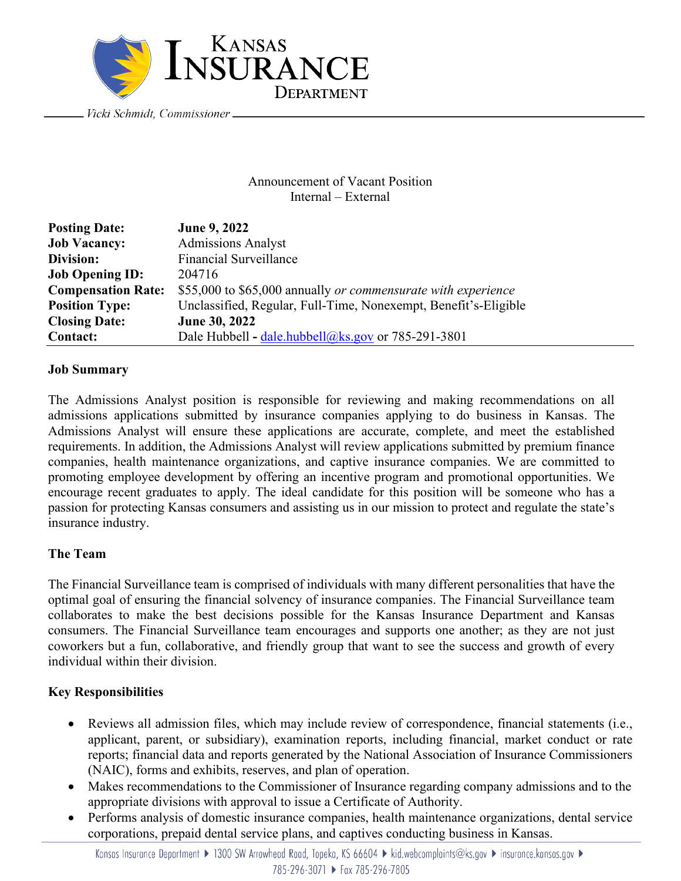Kansas Insurance Department

Vicki Schmidt, Commissioner

Announcement of Vacant Position
Internal – External

| | |
|---|---|
| **Posting Date:** | **June 9, 2022** |
| **Job Vacancy:** | Admissions Analyst |
| **Division:** | Financial Surveillance |
| **Job Opening ID:** | 204716 |
| **Compensation Rate:** | $55,000 to $65,000 annually *or commensurate with experience* |
| **Position Type:** | Unclassified, Regular, Full-Time, Nonexempt, Benefit's-Eligible |
| **Closing Date:** | **June 30, 2022** |
| **Contact:** | Dale Hubbell - dale.hubbell@ks.gov or 785-291-3801 |

**Job Summary**

The Admissions Analyst position is responsible for reviewing and making recommendations on all admissions applications submitted by insurance companies applying to do business in Kansas. The Admissions Analyst will ensure these applications are accurate, complete, and meet the established requirements. In addition, the Admissions Analyst will review applications submitted by premium finance companies, health maintenance organizations, and captive insurance companies. We are committed to promoting employee development by offering an incentive program and promotional opportunities. We encourage recent graduates to apply. The ideal candidate for this position will be someone who has a passion for protecting Kansas consumers and assisting us in our mission to protect and regulate the state's insurance industry.

**The Team**

The Financial Surveillance team is comprised of individuals with many different personalities that have the optimal goal of ensuring the financial solvency of insurance companies. The Financial Surveillance team collaborates to make the best decisions possible for the Kansas Insurance Department and Kansas consumers. The Financial Surveillance team encourages and supports one another; as they are not just coworkers but a fun, collaborative, and friendly group that want to see the success and growth of every individual within their division.

**Key Responsibilities**

- Reviews all admission files, which may include review of correspondence, financial statements (i.e., applicant, parent, or subsidiary), examination reports, including financial, market conduct or rate reports; financial data and reports generated by the National Association of Insurance Commissioners (NAIC), forms and exhibits, reserves, and plan of operation.
- Makes recommendations to the Commissioner of Insurance regarding company admissions and to the appropriate divisions with approval to issue a Certificate of Authority.
- Performs analysis of domestic insurance companies, health maintenance organizations, dental service corporations, prepaid dental service plans, and captives conducting business in Kansas.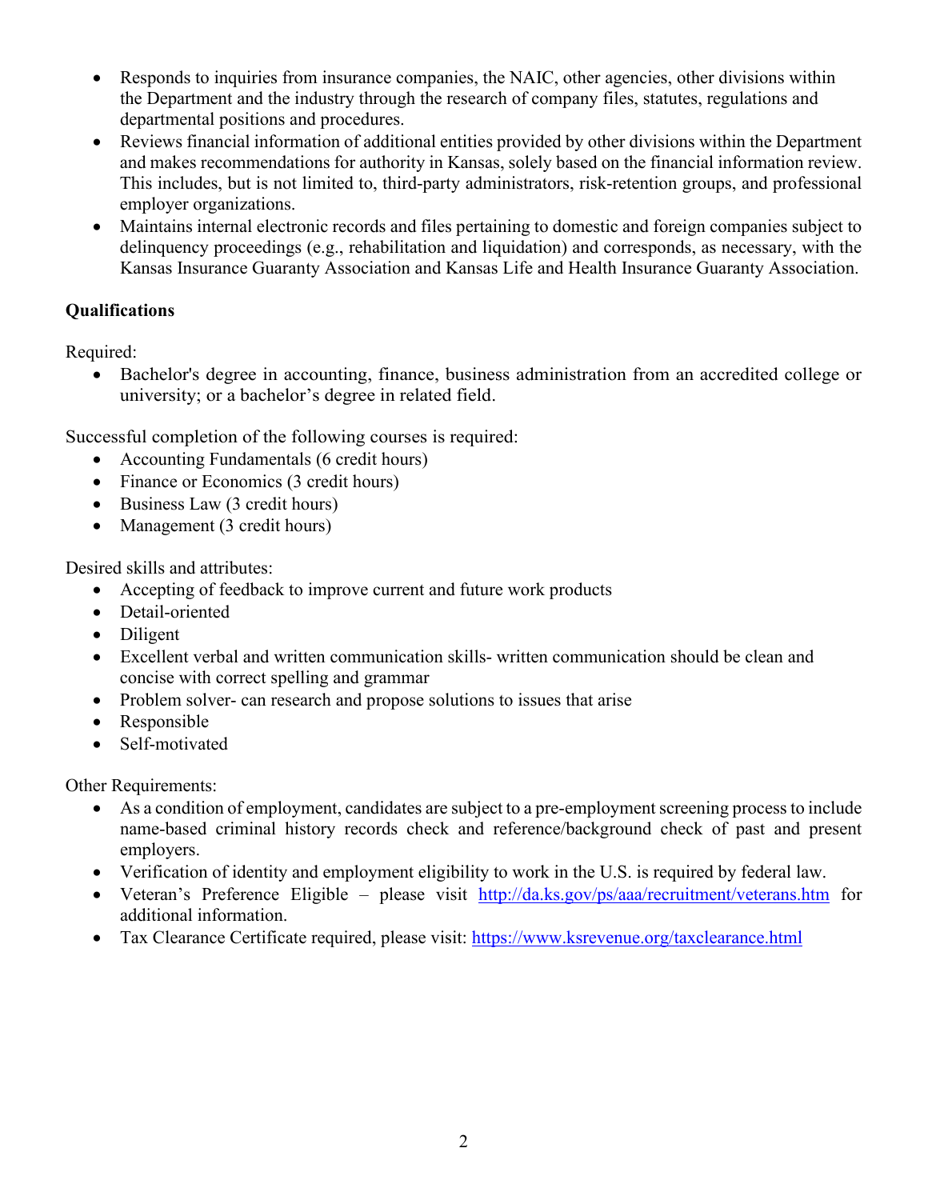- Responds to inquiries from insurance companies, the NAIC, other agencies, other divisions within the Department and the industry through the research of company files, statutes, regulations and departmental positions and procedures.
- Reviews financial information of additional entities provided by other divisions within the Department and makes recommendations for authority in Kansas, solely based on the financial information review. This includes, but is not limited to, third-party administrators, risk-retention groups, and professional employer organizations.
- Maintains internal electronic records and files pertaining to domestic and foreign companies subject to delinquency proceedings (e.g., rehabilitation and liquidation) and corresponds, as necessary, with the Kansas Insurance Guaranty Association and Kansas Life and Health Insurance Guaranty Association.

**Qualifications**

Required:

- Bachelor's degree in accounting, finance, business administration from an accredited college or university; or a bachelor's degree in related field.

Successful completion of the following courses is required:

- Accounting Fundamentals (6 credit hours)
- Finance or Economics (3 credit hours)
- Business Law (3 credit hours)
- Management (3 credit hours)

Desired skills and attributes:

- Accepting of feedback to improve current and future work products
- Detail-oriented
- Diligent
- Excellent verbal and written communication skills- written communication should be clean and concise with correct spelling and grammar
- Problem solver- can research and propose solutions to issues that arise
- Responsible
- Self-motivated

Other Requirements:

- As a condition of employment, candidates are subject to a pre-employment screening process to include name-based criminal history records check and reference/background check of past and present employers.
- Verification of identity and employment eligibility to work in the U.S. is required by federal law.
- Veteran's Preference Eligible – please visit http://da.ks.gov/ps/aaa/recruitment/veterans.htm for additional information.
- Tax Clearance Certificate required, please visit: https://www.ksrevenue.org/taxclearance.html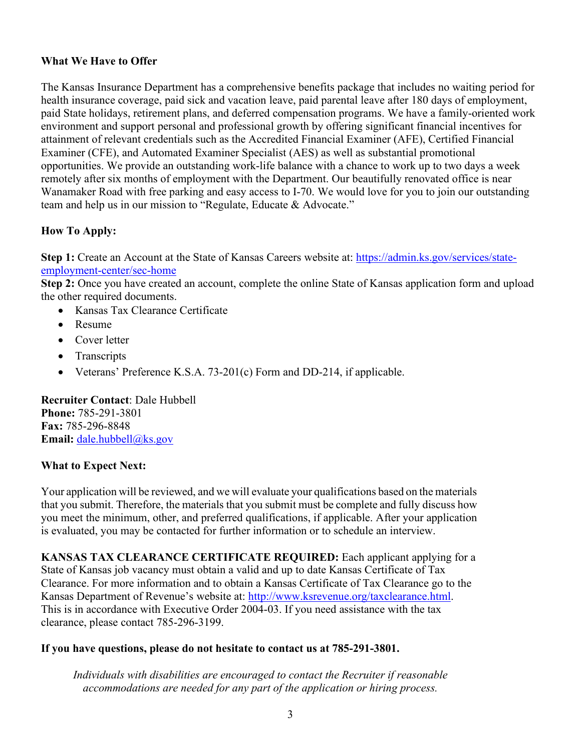**What We Have to Offer**

The Kansas Insurance Department has a comprehensive benefits package that includes no waiting period for health insurance coverage, paid sick and vacation leave, paid parental leave after 180 days of employment, paid State holidays, retirement plans, and deferred compensation programs. We have a family-oriented work environment and support personal and professional growth by offering significant financial incentives for attainment of relevant credentials such as the Accredited Financial Examiner (AFE), Certified Financial Examiner (CFE), and Automated Examiner Specialist (AES) as well as substantial promotional opportunities. We provide an outstanding work-life balance with a chance to work up to two days a week remotely after six months of employment with the Department. Our beautifully renovated office is near Wanamaker Road with free parking and easy access to I-70. We would love for you to join our outstanding team and help us in our mission to "Regulate, Educate & Advocate."

**How To Apply:**

**Step 1:** Create an Account at the State of Kansas Careers website at: https://admin.ks.gov/services/state-employment-center/sec-home
**Step 2:** Once you have created an account, complete the online State of Kansas application form and upload the other required documents.

- Kansas Tax Clearance Certificate
- Resume
- Cover letter
- Transcripts
- Veterans' Preference K.S.A. 73-201(c) Form and DD-214, if applicable.

**Recruiter Contact**: Dale Hubbell
**Phone:** 785-291-3801
**Fax:** 785-296-8848
**Email:** dale.hubbell@ks.gov

**What to Expect Next:**

Your application will be reviewed, and we will evaluate your qualifications based on the materials that you submit. Therefore, the materials that you submit must be complete and fully discuss how you meet the minimum, other, and preferred qualifications, if applicable. After your application is evaluated, you may be contacted for further information or to schedule an interview.

**KANSAS TAX CLEARANCE CERTIFICATE REQUIRED:** Each applicant applying for a State of Kansas job vacancy must obtain a valid and up to date Kansas Certificate of Tax Clearance. For more information and to obtain a Kansas Certificate of Tax Clearance go to the Kansas Department of Revenue's website at: http://www.ksrevenue.org/taxclearance.html. This is in accordance with Executive Order 2004-03. If you need assistance with the tax clearance, please contact 785-296-3199.

**If you have questions, please do not hesitate to contact us at 785-291-3801.**

*Individuals with disabilities are encouraged to contact the Recruiter if reasonable accommodations are needed for any part of the application or hiring process.*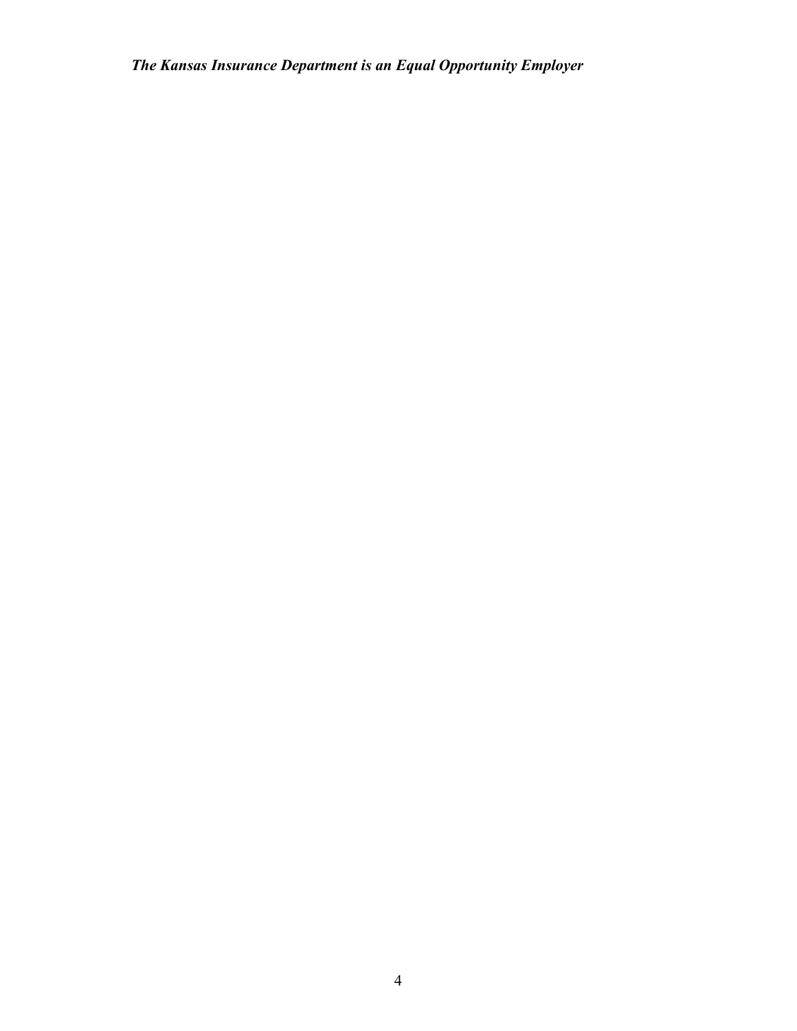***The Kansas Insurance Department is an Equal Opportunity Employer***